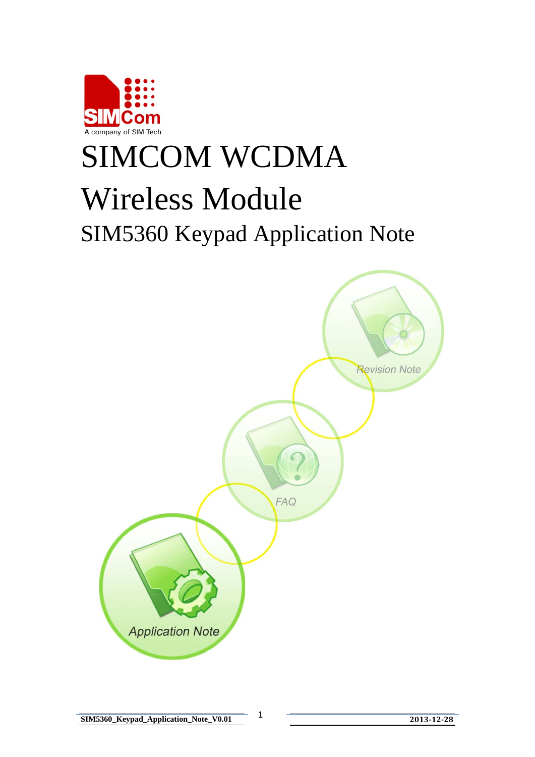# SIMCOM WCDMA

# Wireless Module

## SIM5360 Keypad Application Note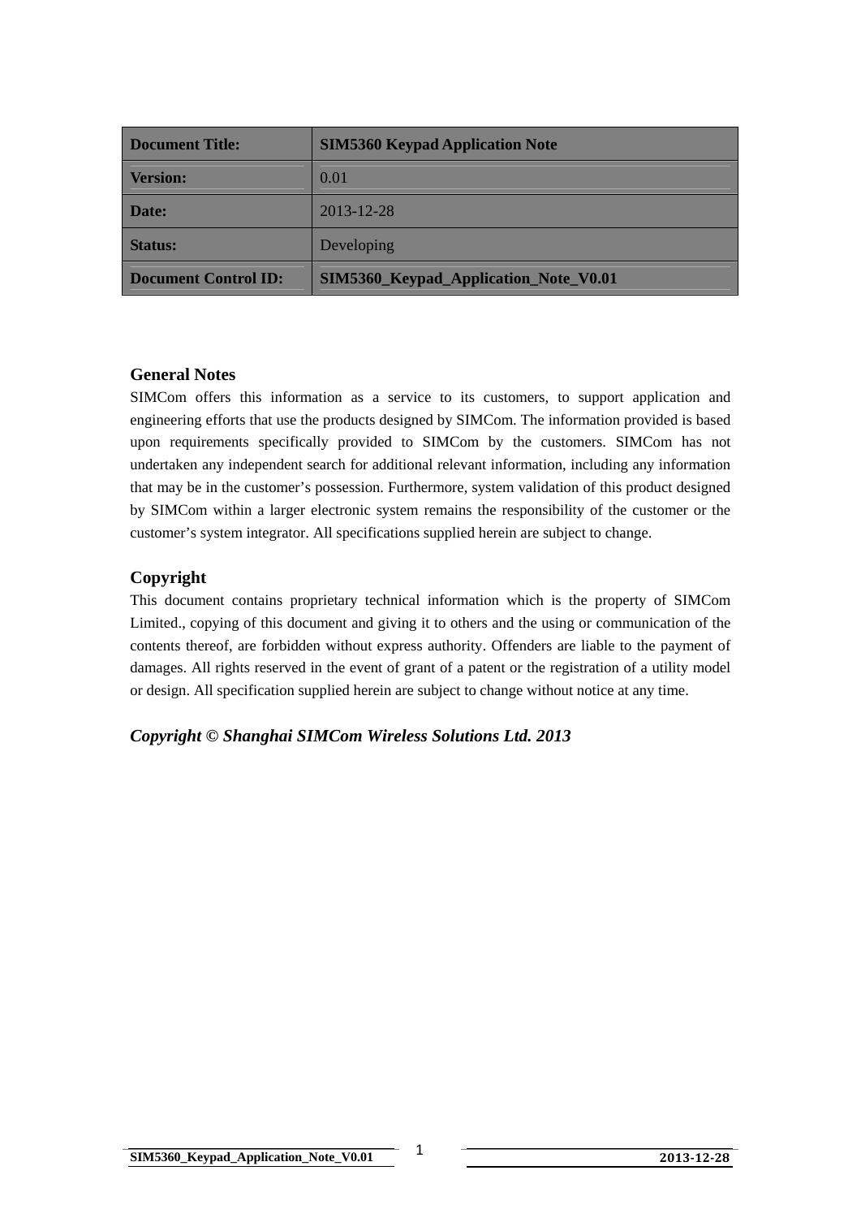| Document Title: | SIM5360 Keypad Application Note |
|---|---|
| Version: | 0.01 |
| Date: | 2013-12-28 |
| Status: | Developing |
| Document Control ID: | SIM5360_Keypad_Application_Note_V0.01 |

## General Notes

SIMCom offers this information as a service to its customers, to support application and engineering efforts that use the products designed by SIMCom. The information provided is based upon requirements specifically provided to SIMCom by the customers. SIMCom has not undertaken any independent search for additional relevant information, including any information that may be in the customer's possession. Furthermore, system validation of this product designed by SIMCom within a larger electronic system remains the responsibility of the customer or the customer's system integrator. All specifications supplied herein are subject to change.

## Copyright

This document contains proprietary technical information which is the property of SIMCom Limited., copying of this document and giving it to others and the using or communication of the contents thereof, are forbidden without express authority. Offenders are liable to the payment of damages. All rights reserved in the event of grant of a patent or the registration of a utility model or design. All specification supplied herein are subject to change without notice at any time.

***Copyright © Shanghai SIMCom Wireless Solutions Ltd. 2013***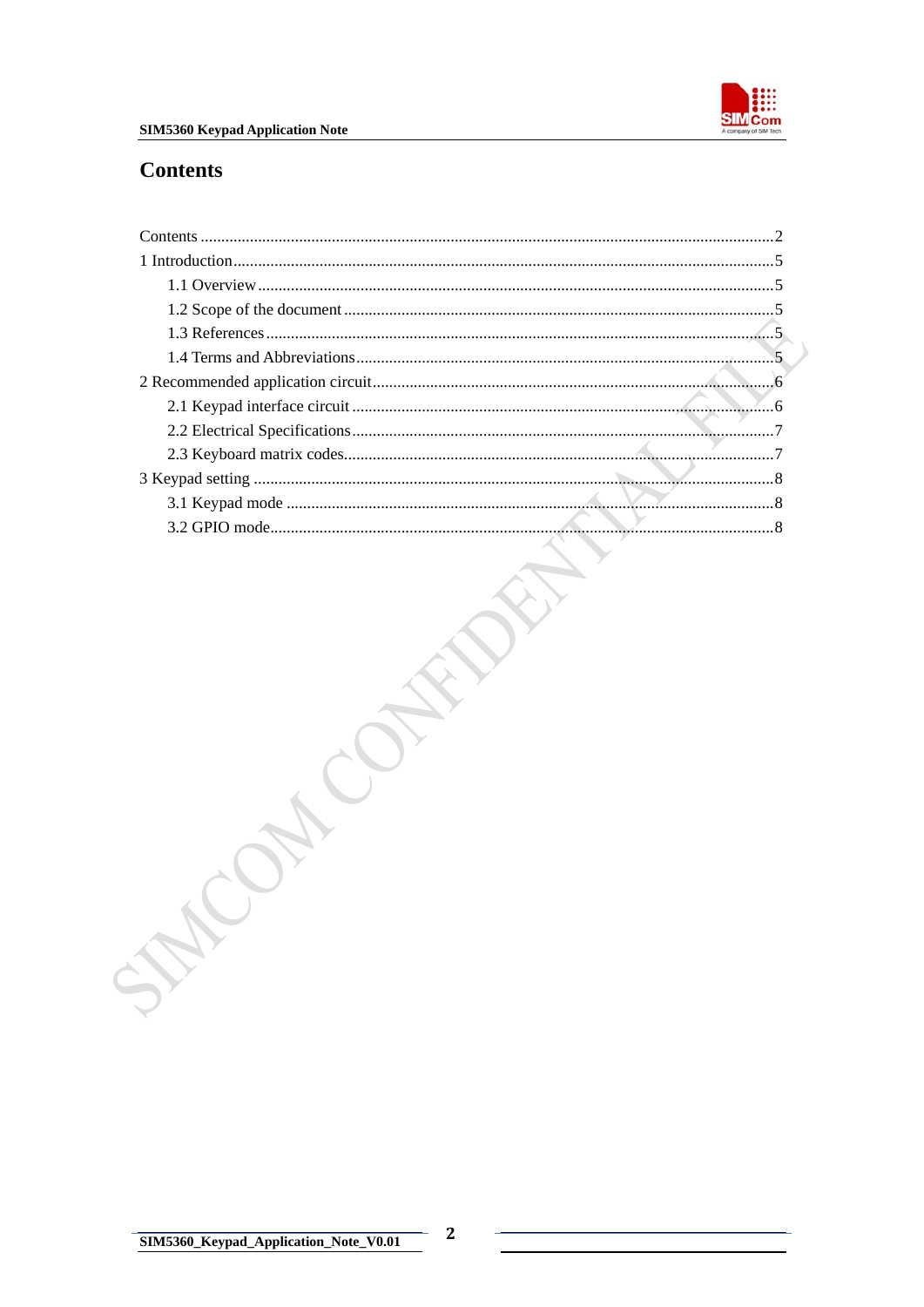# Contents

Contents ........................................................................................................................................2

1 Introduction.................................................................................................................................5

- 1.1 Overview...........................................................................................................................5
- 1.2 Scope of the document.......................................................................................................5
- 1.3 References.........................................................................................................................5
- 1.4 Terms and Abbreviations....................................................................................................5

2 Recommended application circuit...............................................................................................6

- 2.1 Keypad interface circuit.....................................................................................................6
- 2.2 Electrical Specifications.....................................................................................................7
- 2.3 Keyboard matrix codes.......................................................................................................7

3 Keypad setting ............................................................................................................................8

- 3.1 Keypad mode .....................................................................................................................8
- 3.2 GPIO mode.........................................................................................................................8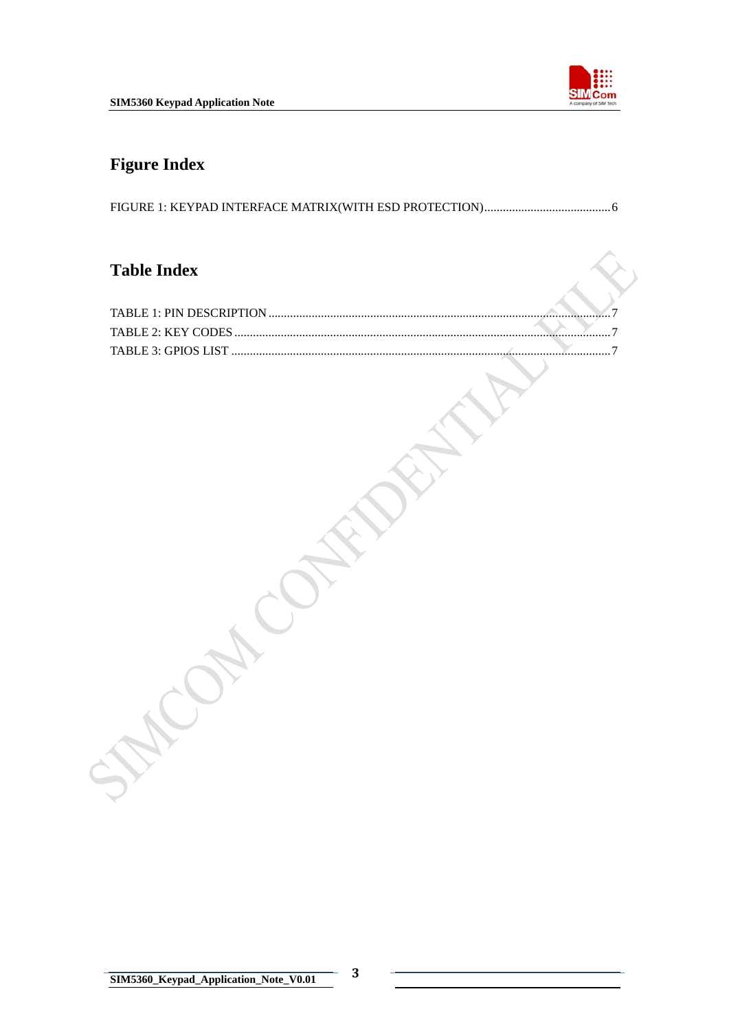# Figure Index

FIGURE 1: KEYPAD INTERFACE MATRIX(WITH ESD PROTECTION).........................................6

# Table Index

TABLE 1: PIN DESCRIPTION ..........................................................................................................7
TABLE 2: KEY CODES ...................................................................................................................7
TABLE 3: GPIOS LIST ....................................................................................................................7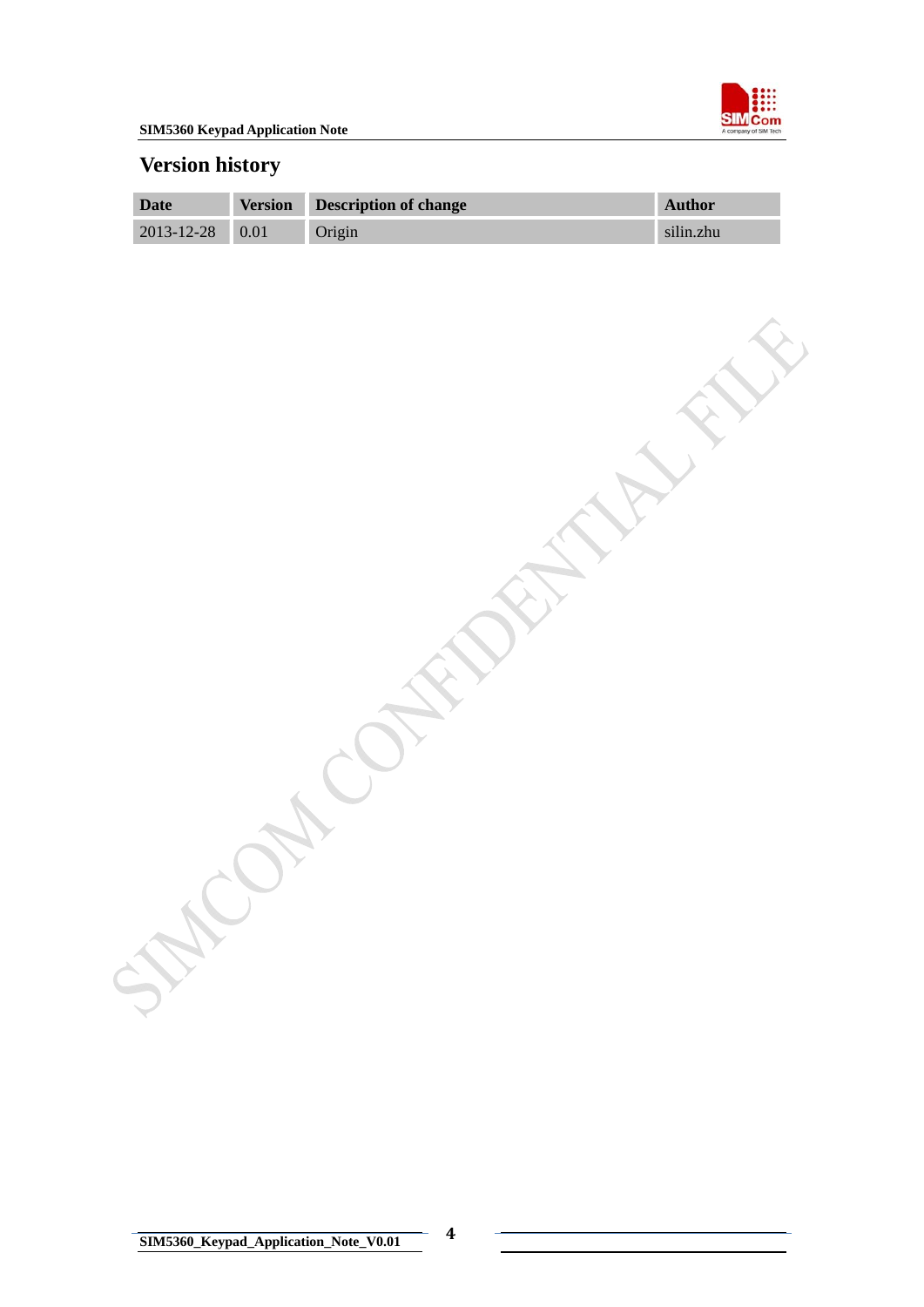## Version history

| Date | Version | Description of change | Author |
|---|---|---|---|
| 2013-12-28 | 0.01 | Origin | silin.zhu |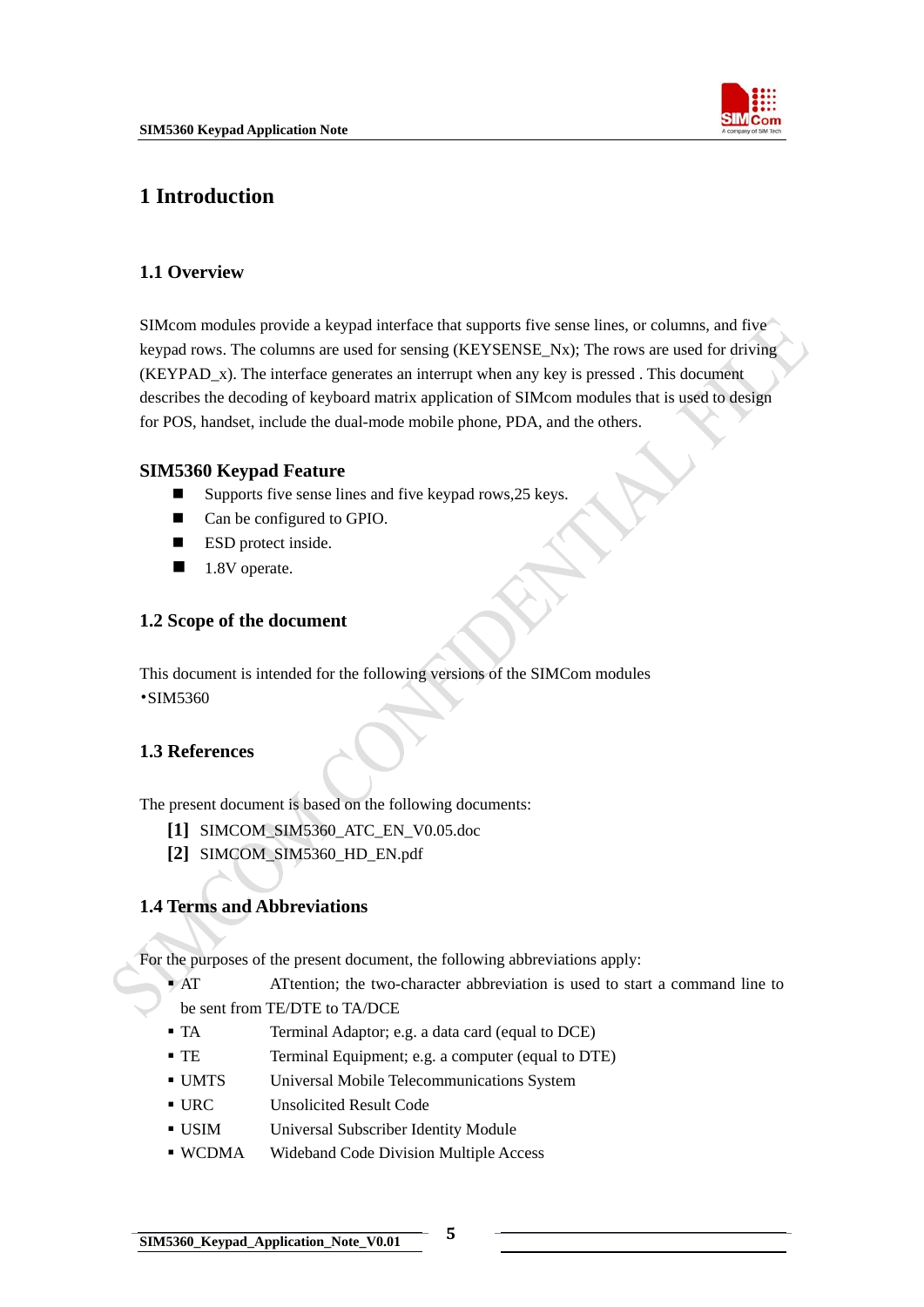# 1 Introduction

## 1.1 Overview

SIMcom modules provide a keypad interface that supports five sense lines, or columns, and five keypad rows. The columns are used for sensing (KEYSENSE_Nx); The rows are used for driving (KEYPAD_x). The interface generates an interrupt when any key is pressed . This document describes the decoding of keyboard matrix application of SIMcom modules that is used to design for POS, handset, include the dual-mode mobile phone, PDA, and the others.

### SIM5360 Keypad Feature

- Supports five sense lines and five keypad rows,25 keys.
- Can be configured to GPIO.
- ESD protect inside.
- 1.8V operate.

## 1.2 Scope of the document

This document is intended for the following versions of the SIMCom modules

•SIM5360

## 1.3 References

The present document is based on the following documents:

**[1]** SIMCOM_SIM5360_ATC_EN_V0.05.doc

**[2]** SIMCOM_SIM5360_HD_EN.pdf

## 1.4 Terms and Abbreviations

For the purposes of the present document, the following abbreviations apply:

- AT ATtention; the two-character abbreviation is used to start a command line to be sent from TE/DTE to TA/DCE
- TA Terminal Adaptor; e.g. a data card (equal to DCE)
- TE Terminal Equipment; e.g. a computer (equal to DTE)
- UMTS Universal Mobile Telecommunications System
- URC Unsolicited Result Code
- USIM Universal Subscriber Identity Module
- WCDMA Wideband Code Division Multiple Access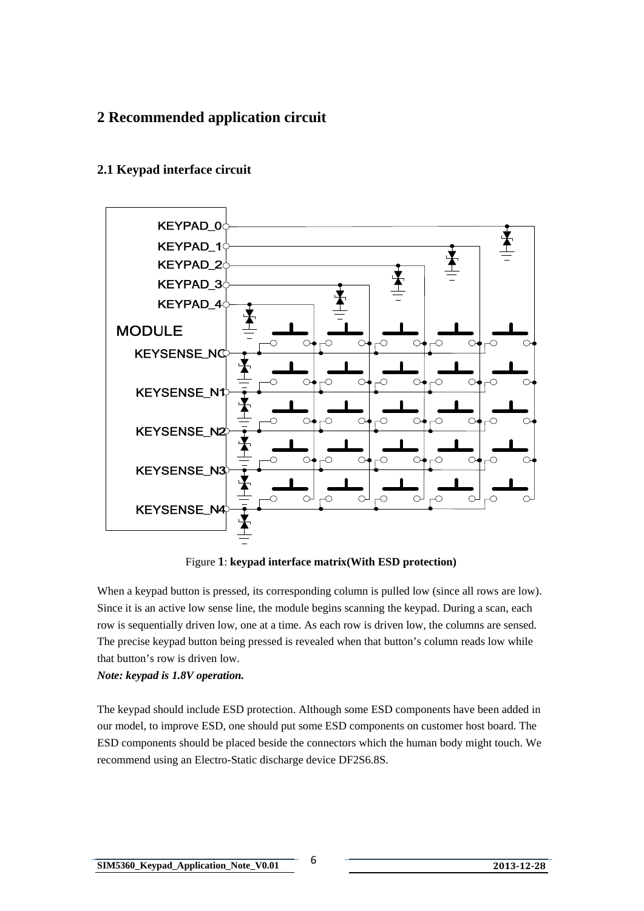# 2 Recommended application circuit

## 2.1 Keypad interface circuit

Figure **1**: **keypad interface matrix(With ESD protection)**

When a keypad button is pressed, its corresponding column is pulled low (since all rows are low). Since it is an active low sense line, the module begins scanning the keypad. During a scan, each row is sequentially driven low, one at a time. As each row is driven low, the columns are sensed. The precise keypad button being pressed is revealed when that button's column reads low while that button's row is driven low.

***Note: keypad is 1.8V operation.***

The keypad should include ESD protection. Although some ESD components have been added in our model, to improve ESD, one should put some ESD components on customer host board. The ESD components should be placed beside the connectors which the human body might touch. We recommend using an Electro-Static discharge device DF2S6.8S.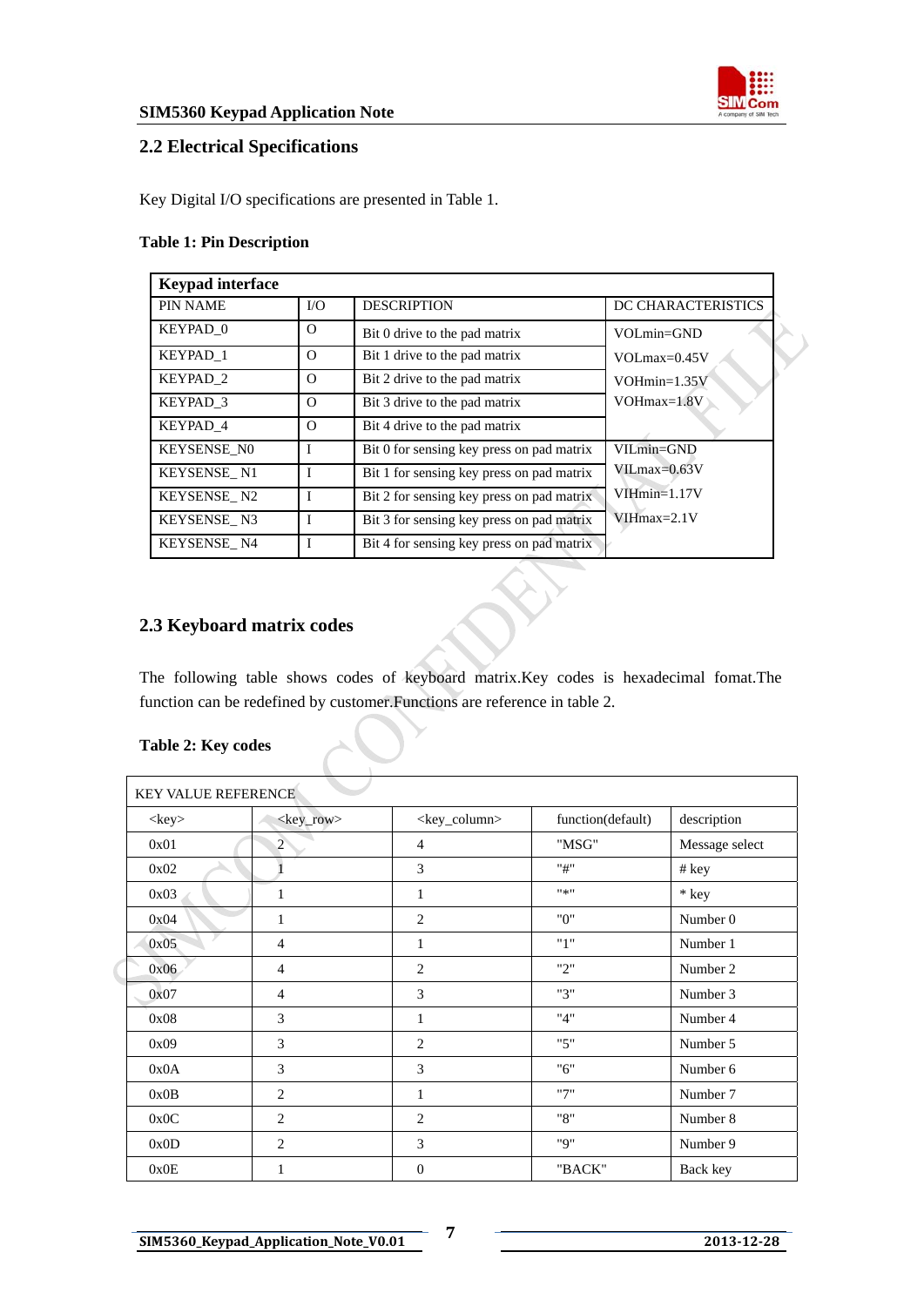## 2.2 Electrical Specifications

Key Digital I/O specifications are presented in Table 1.

**Table 1: Pin Description**

| **Keypad interface** | | | |
|---|---|---|---|
| PIN NAME | I/O | DESCRIPTION | DC CHARACTERISTICS |
| KEYPAD_0 | O | Bit 0 drive to the pad matrix | VOLmin=GND<br>VOLmax=0.45V<br>VOHmin=1.35V<br>VOHmax=1.8V |
| KEYPAD_1 | O | Bit 1 drive to the pad matrix | |
| KEYPAD_2 | O | Bit 2 drive to the pad matrix | |
| KEYPAD_3 | O | Bit 3 drive to the pad matrix | |
| KEYPAD_4 | O | Bit 4 drive to the pad matrix | |
| KEYSENSE_N0 | I | Bit 0 for sensing key press on pad matrix | VILmin=GND<br>VILmax=0.63V<br>VIHmin=1.17V<br>VIHmax=2.1V |
| KEYSENSE_ N1 | I | Bit 1 for sensing key press on pad matrix | |
| KEYSENSE_ N2 | I | Bit 2 for sensing key press on pad matrix | |
| KEYSENSE_ N3 | I | Bit 3 for sensing key press on pad matrix | |
| KEYSENSE_ N4 | I | Bit 4 for sensing key press on pad matrix | |

## 2.3 Keyboard matrix codes

The following table shows codes of keyboard matrix.Key codes is hexadecimal fomat.The function can be redefined by customer.Functions are reference in table 2.

**Table 2: Key codes**

| KEY VALUE REFERENCE | | | | |
|---|---|---|---|---|
| <key> | <key_row> | <key_column> | function(default) | description |
| 0x01 | 2 | 4 | "MSG" | Message select |
| 0x02 | 1 | 3 | "#" | # key |
| 0x03 | 1 | 1 | "*" | * key |
| 0x04 | 1 | 2 | "0" | Number 0 |
| 0x05 | 4 | 1 | "1" | Number 1 |
| 0x06 | 4 | 2 | "2" | Number 2 |
| 0x07 | 4 | 3 | "3" | Number 3 |
| 0x08 | 3 | 1 | "4" | Number 4 |
| 0x09 | 3 | 2 | "5" | Number 5 |
| 0x0A | 3 | 3 | "6" | Number 6 |
| 0x0B | 2 | 1 | "7" | Number 7 |
| 0x0C | 2 | 2 | "8" | Number 8 |
| 0x0D | 2 | 3 | "9" | Number 9 |
| 0x0E | 1 | 0 | "BACK" | Back key |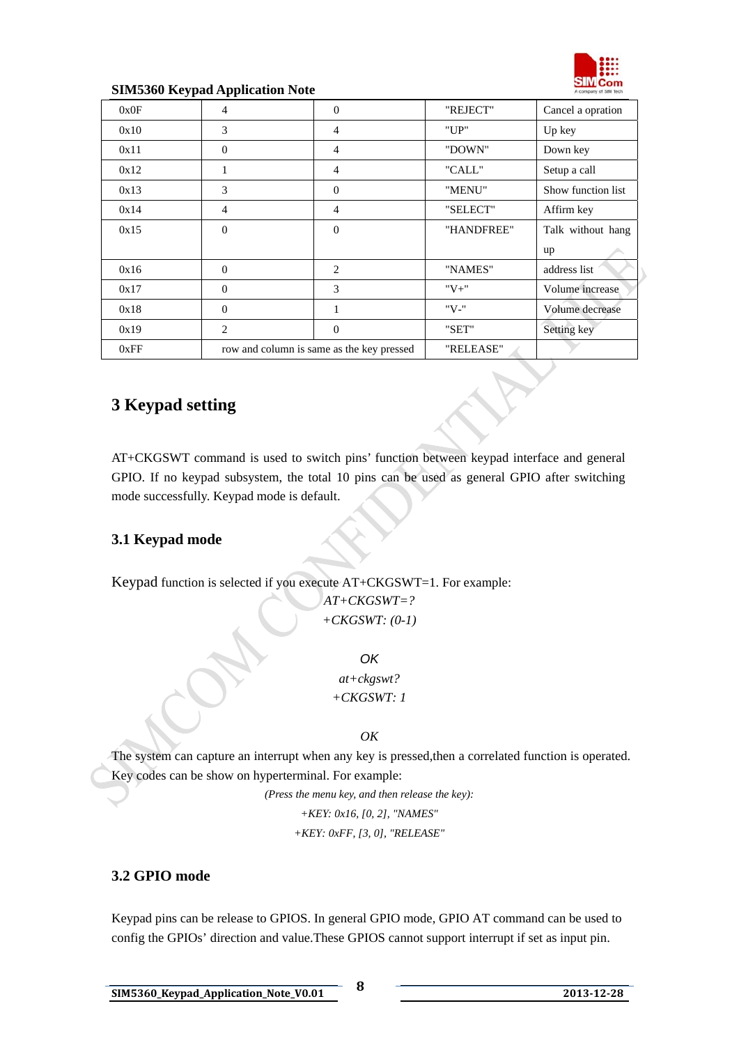| 0x0F | 4 | 0 | "REJECT" | Cancel a opration |
|---|---|---|---|---|
| 0x10 | 3 | 4 | "UP" | Up key |
| 0x11 | 0 | 4 | "DOWN" | Down key |
| 0x12 | 1 | 4 | "CALL" | Setup a call |
| 0x13 | 3 | 0 | "MENU" | Show function list |
| 0x14 | 4 | 4 | "SELECT" | Affirm key |
| 0x15 | 0 | 0 | "HANDFREE" | Talk without hang up |
| 0x16 | 0 | 2 | "NAMES" | address list |
| 0x17 | 0 | 3 | "V+" | Volume increase |
| 0x18 | 0 | 1 | "V-" | Volume decrease |
| 0x19 | 2 | 0 | "SET" | Setting key |
| 0xFF | row and column is same as the key pressed | | "RELEASE" | |

# 3 Keypad setting

AT+CKGSWT command is used to switch pins' function between keypad interface and general GPIO. If no keypad subsystem, the total 10 pins can be used as general GPIO after switching mode successfully. Keypad mode is default.

## 3.1 Keypad mode

Keypad function is selected if you execute AT+CKGSWT=1. For example:

*AT+CKGSWT=?*
*+CKGSWT: (0-1)*

*OK*
*at+ckgswt?*
*+CKGSWT: 1*

*OK*

The system can capture an interrupt when any key is pressed,then a correlated function is operated. Key codes can be show on hyperterminal. For example:

*(Press the menu key, and then release the key):*
*+KEY: 0x16, [0, 2], "NAMES"*
*+KEY: 0xFF, [3, 0], "RELEASE"*

## 3.2 GPIO mode

Keypad pins can be release to GPIOS. In general GPIO mode, GPIO AT command can be used to config the GPIOs' direction and value.These GPIOS cannot support interrupt if set as input pin.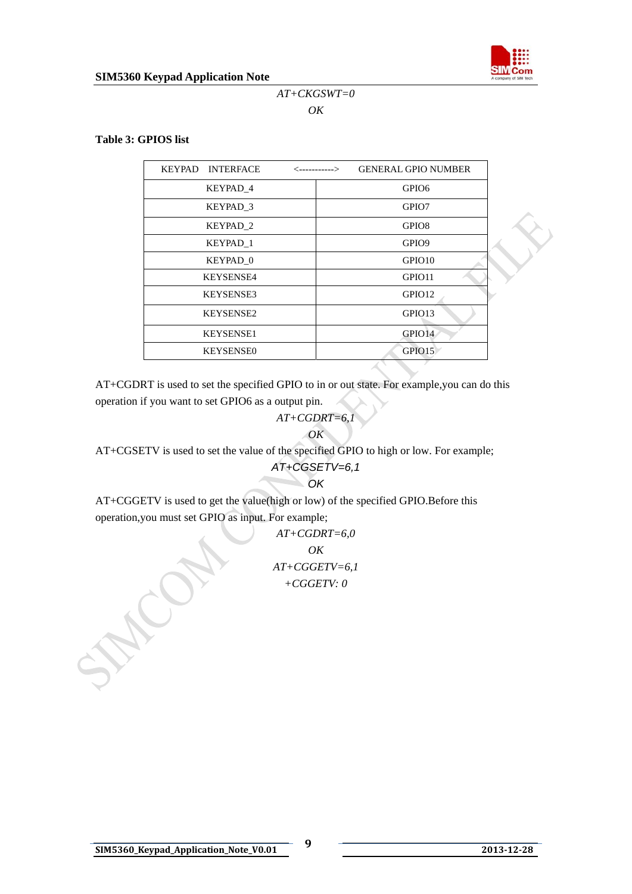*AT+CKGSWT=0*

*OK*

**Table 3: GPIOS list**

| KEYPAD INTERFACE <-----------> | GENERAL GPIO NUMBER |
|---|---|
| KEYPAD_4 | GPIO6 |
| KEYPAD_3 | GPIO7 |
| KEYPAD_2 | GPIO8 |
| KEYPAD_1 | GPIO9 |
| KEYPAD_0 | GPIO10 |
| KEYSENSE4 | GPIO11 |
| KEYSENSE3 | GPIO12 |
| KEYSENSE2 | GPIO13 |
| KEYSENSE1 | GPIO14 |
| KEYSENSE0 | GPIO15 |

AT+CGDRT is used to set the specified GPIO to in or out state. For example,you can do this operation if you want to set GPIO6 as a output pin.

*AT+CGDRT=6,1*

*OK*

AT+CGSETV is used to set the value of the specified GPIO to high or low. For example;

*AT+CGSETV=6,1*

*OK*

AT+CGGETV is used to get the value(high or low) of the specified GPIO.Before this operation,you must set GPIO as input. For example;

*AT+CGDRT=6,0*

*OK*

*AT+CGGETV=6,1*

*+CGGETV: 0*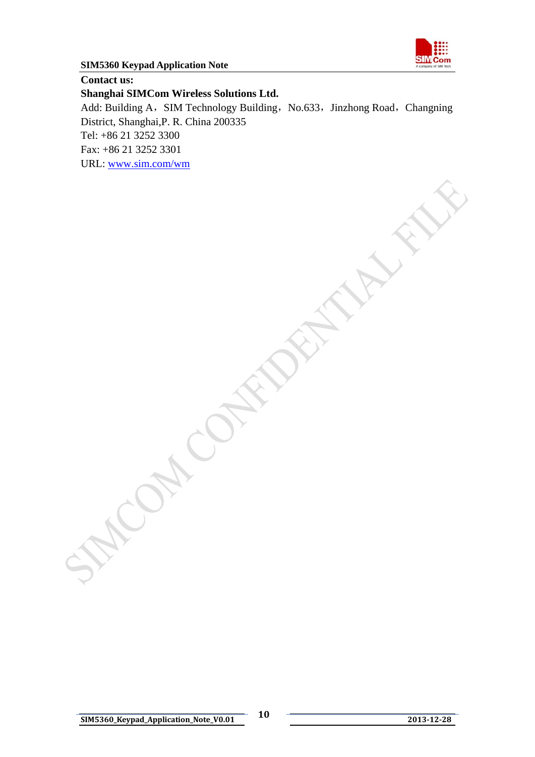**Contact us:**

**Shanghai SIMCom Wireless Solutions Ltd.**

Add: Building A，SIM Technology Building，No.633，Jinzhong Road，Changning District, Shanghai,P. R. China 200335

Tel: +86 21 3252 3300

Fax: +86 21 3252 3301

URL: www.sim.com/wm